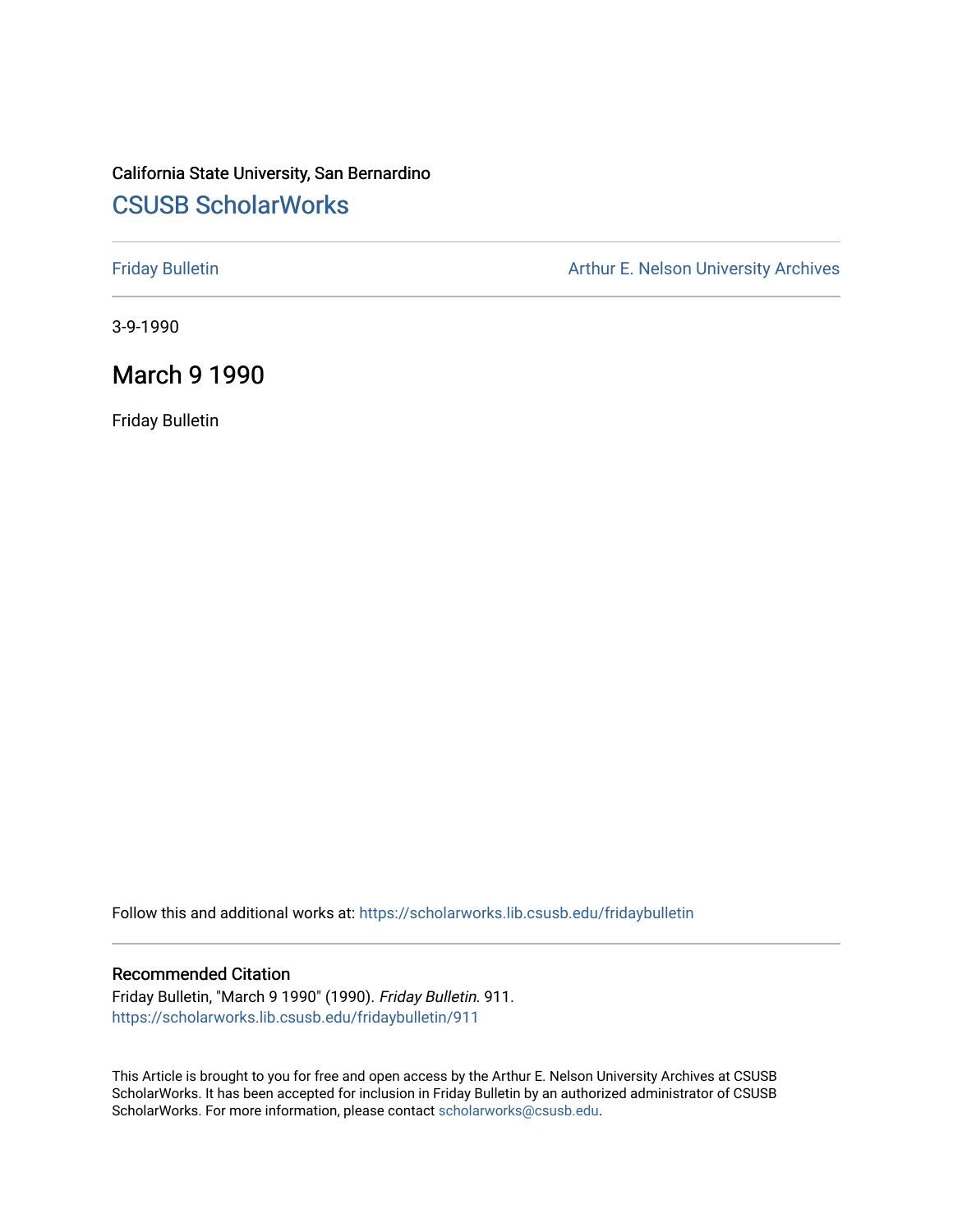California State University, San Bernardino

# CSUSB ScholarWorks

Friday Bulletin

Arthur E. Nelson University Archives

3-9-1990

## March 9 1990

Friday Bulletin

Follow this and additional works at: https://scholarworks.lib.csusb.edu/fridaybulletin

### Recommended Citation

Friday Bulletin, "March 9 1990" (1990). *Friday Bulletin*. 911.
https://scholarworks.lib.csusb.edu/fridaybulletin/911

This Article is brought to you for free and open access by the Arthur E. Nelson University Archives at CSUSB ScholarWorks. It has been accepted for inclusion in Friday Bulletin by an authorized administrator of CSUSB ScholarWorks. For more information, please contact scholarworks@csusb.edu.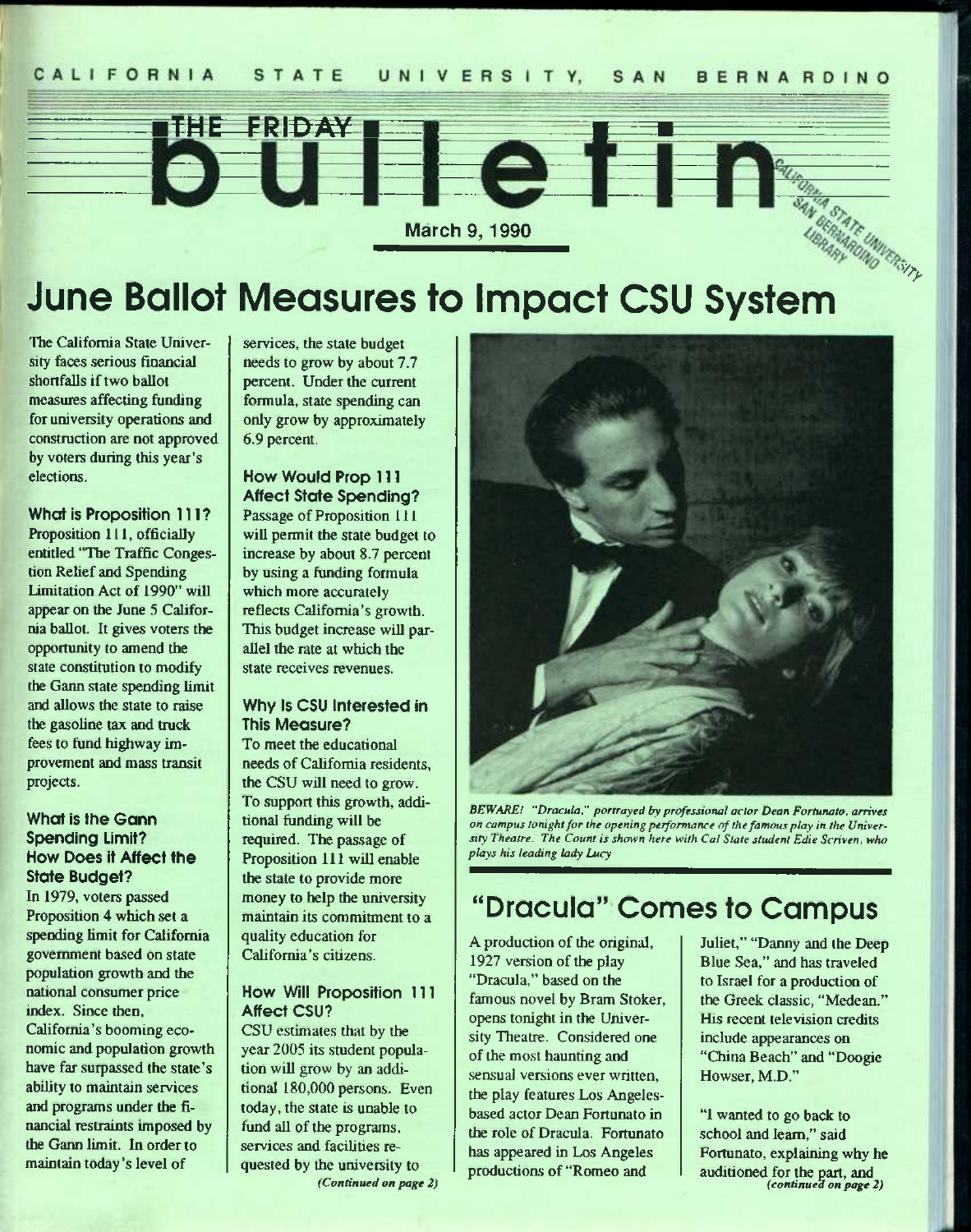CALIFORNIA STATE UNIVERSITY, SAN BERNARDINO

# THE FRIDAY bulletin

March 9, 1990

# June Ballot Measures to Impact CSU System

The California State University faces serious financial shortfalls if two ballot measures affecting funding for university operations and construction are not approved by voters during this year's elections.

### What is Proposition 111?

Proposition 111, officially entitled "The Traffic Congestion Relief and Spending Limitation Act of 1990" will appear on the June 5 California ballot. It gives voters the opportunity to amend the state constitution to modify the Gann state spending limit and allows the state to raise the gasoline tax and truck fees to fund highway improvement and mass transit projects.

### What is the Gann Spending Limit? How Does it Affect the State Budget?

In 1979, voters passed Proposition 4 which set a spending limit for California government based on state population growth and the national consumer price index. Since then, California's booming economic and population growth have far surpassed the state's ability to maintain services and programs under the financial restraints imposed by the Gann limit. In order to maintain today's level of services, the state budget needs to grow by about 7.7 percent. Under the current formula, state spending can only grow by approximately 6.9 percent.

### How Would Prop 111 Affect State Spending?

Passage of Proposition 111 will permit the state budget to increase by about 8.7 percent by using a funding formula which more accurately reflects California's growth. This budget increase will parallel the rate at which the state receives revenues.

### Why Is CSU Interested in This Measure?

To meet the educational needs of California residents, the CSU will need to grow. To support this growth, additional funding will be required. The passage of Proposition 111 will enable the state to provide more money to help the university maintain its commitment to a quality education for California's citizens.

### How Will Proposition 111 Affect CSU?

CSU estimates that by the year 2005 its student population will grow by an additional 180,000 persons. Even today, the state is unable to fund all of the programs, services and facilities requested by the university to

*(Continued on page 2)*

*BEWARE! "Dracula," portrayed by professional actor Dean Fortunato, arrives on campus tonight for the opening performance of the famous play in the University Theatre. The Count is shown here with Cal State student Edie Scriven, who plays his leading lady Lucy*

# "Dracula" Comes to Campus

A production of the original, 1927 version of the play "Dracula," based on the famous novel by Bram Stoker, opens tonight in the University Theatre. Considered one of the most haunting and sensual versions ever written, the play features Los Angeles-based actor Dean Fortunato in the role of Dracula. Fortunato has appeared in Los Angeles productions of "Romeo and Juliet," "Danny and the Deep Blue Sea," and has traveled to Israel for a production of the Greek classic, "Medean." His recent television credits include appearances on "China Beach" and "Doogie Howser, M.D."

"I wanted to go back to school and learn," said Fortunato, explaining why he auditioned for the part, and

*(continued on page 2)*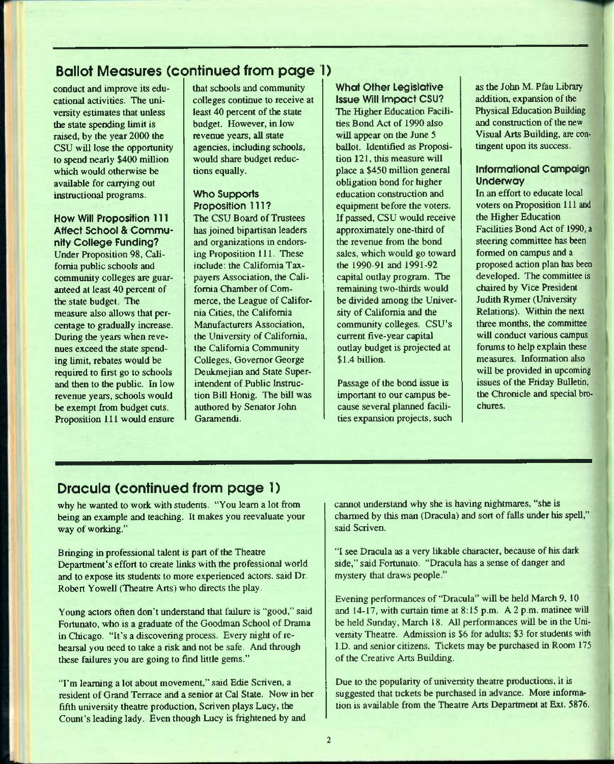## Ballot Measures (continued from page 1)

conduct and improve its educational activities. The university estimates that unless the state spending limit is raised, by the year 2000 the CSU will lose the opportunity to spend nearly $400 million which would otherwise be available for carrying out instructional programs.

### How Will Proposition 111 Affect School & Community College Funding?

Under Proposition 98, California public schools and community colleges are guaranteed at least 40 percent of the state budget. The measure also allows that percentage to gradually increase. During the years when revenues exceed the state spending limit, rebates would be required to first go to schools and then to the public. In low revenue years, schools would be exempt from budget cuts. Proposition 111 would ensure that schools and community colleges continue to receive at least 40 percent of the state budget. However, in low revenue years, all state agencies, including schools, would share budget reductions equally.

### Who Supports Proposition 111?

The CSU Board of Trustees has joined bipartisan leaders and organizations in endorsing Proposition 111. These include: the California Taxpayers Association, the California Chamber of Commerce, the League of California Cities, the California Manufacturers Association, the University of California, the California Community Colleges, Governor George Deukmejian and State Superintendent of Public Instruction Bill Honig. The bill was authored by Senator John Garamendi.

### What Other Legislative Issue Will Impact CSU?

The Higher Education Facilities Bond Act of 1990 also will appear on the June 5 ballot. Identified as Proposition 121, this measure will place a $450 million general obligation bond for higher education construction and equipment before the voters. If passed, CSU would receive approximately one-third of the revenue from the bond sales, which would go toward the 1990-91 and 1991-92 capital outlay program. The remaining two-thirds would be divided among the University of California and the community colleges. CSU's current five-year capital outlay budget is projected at $1.4 billion.

Passage of the bond issue is important to our campus because several planned facilities expansion projects, such as the John M. Pfau Library addition, expansion of the Physical Education Building and construction of the new Visual Arts Building, are contingent upon its success.

### Informational Campaign Underway

In an effort to educate local voters on Proposition 111 and the Higher Education Facilities Bond Act of 1990, a steering committee has been formed on campus and a proposed action plan has been developed. The committee is chaired by Vice President Judith Rymer (University Relations). Within the next three months, the committee will conduct various campus forums to help explain these measures. Information also will be provided in upcoming issues of the Friday Bulletin, the Chronicle and special brochures.

## Dracula (continued from page 1)

why he wanted to work with students. "You learn a lot from being an example and teaching. It makes you reevaluate your way of working."

Bringing in professional talent is part of the Theatre Department's effort to create links with the professional world and to expose its students to more experienced actors, said Dr. Robert Yowell (Theatre Arts) who directs the play.

Young actors often don't understand that failure is "good," said Fortunato, who is a graduate of the Goodman School of Drama in Chicago. "It's a discovering process. Every night of rehearsal you need to take a risk and not be safe. And through these failures you are going to find little gems."

"I'm learning a lot about movement," said Edie Scriven, a resident of Grand Terrace and a senior at Cal State. Now in her fifth university theatre production, Scriven plays Lucy, the Count's leading lady. Even though Lucy is frightened by and cannot understand why she is having nightmares, "she is charmed by this man (Dracula) and sort of falls under his spell," said Scriven.

"I see Dracula as a very likable character, because of his dark side," said Fortunato. "Dracula has a sense of danger and mystery that draws people."

Evening performances of "Dracula" will be held March 9, 10 and 14-17, with curtain time at 8:15 p.m. A 2 p.m. matinee will be held Sunday, March 18. All performances will be in the University Theatre. Admission is $6 for adults; $3 for students with I.D. and senior citizens. Tickets may be purchased in Room 175 of the Creative Arts Building.

Due to the popularity of university theatre productions, it is suggested that tickets be purchased in advance. More information is available from the Theatre Arts Department at Ext. 5876.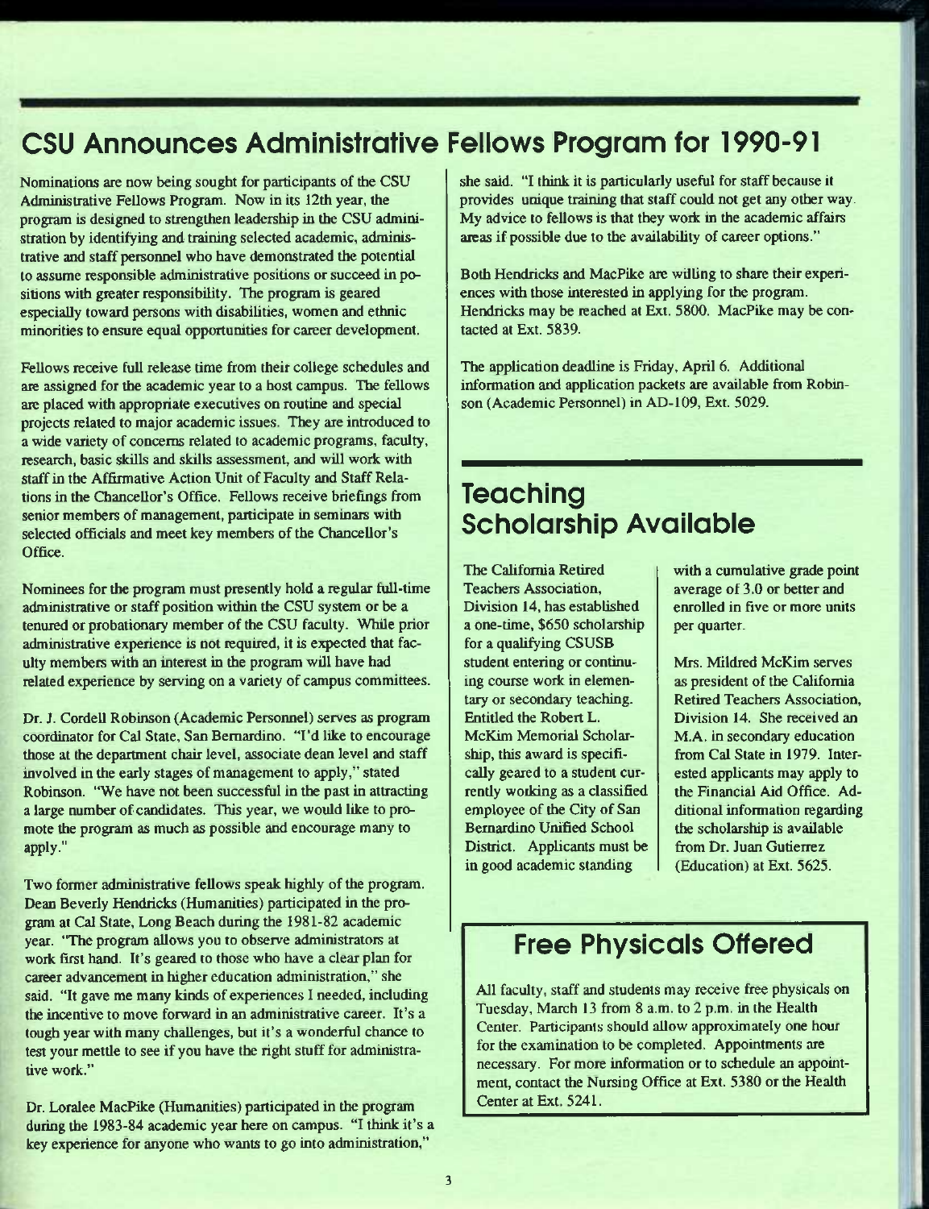## CSU Announces Administrative Fellows Program for 1990-91

Nominations are now being sought for participants of the CSU Administrative Fellows Program. Now in its 12th year, the program is designed to strengthen leadership in the CSU administration by identifying and training selected academic, administrative and staff personnel who have demonstrated the potential to assume responsible administrative positions or succeed in positions with greater responsibility. The program is geared especially toward persons with disabilities, women and ethnic minorities to ensure equal opportunities for career development.

Fellows receive full release time from their college schedules and are assigned for the academic year to a host campus. The fellows are placed with appropriate executives on routine and special projects related to major academic issues. They are introduced to a wide variety of concerns related to academic programs, faculty, research, basic skills and skills assessment, and will work with staff in the Affirmative Action Unit of Faculty and Staff Relations in the Chancellor's Office. Fellows receive briefings from senior members of management, participate in seminars with selected officials and meet key members of the Chancellor's Office.

Nominees for the program must presently hold a regular full-time administrative or staff position within the CSU system or be a tenured or probationary member of the CSU faculty. While prior administrative experience is not required, it is expected that faculty members with an interest in the program will have had related experience by serving on a variety of campus committees.

Dr. J. Cordell Robinson (Academic Personnel) serves as program coordinator for Cal State, San Bernardino. "I'd like to encourage those at the department chair level, associate dean level and staff involved in the early stages of management to apply," stated Robinson. "We have not been successful in the past in attracting a large number of candidates. This year, we would like to promote the program as much as possible and encourage many to apply."

Two former administrative fellows speak highly of the program. Dean Beverly Hendricks (Humanities) participated in the program at Cal State, Long Beach during the 1981-82 academic year. "The program allows you to observe administrators at work first hand. It's geared to those who have a clear plan for career advancement in higher education administration," she said. "It gave me many kinds of experiences I needed, including the incentive to move forward in an administrative career. It's a tough year with many challenges, but it's a wonderful chance to test your mettle to see if you have the right stuff for administrative work."

Dr. Loralee MacPike (Humanities) participated in the program during the 1983-84 academic year here on campus. "I think it's a key experience for anyone who wants to go into administration," she said. "I think it is particularly useful for staff because it provides unique training that staff could not get any other way. My advice to fellows is that they work in the academic affairs areas if possible due to the availability of career options."

Both Hendricks and MacPike are willing to share their experiences with those interested in applying for the program. Hendricks may be reached at Ext. 5800. MacPike may be contacted at Ext. 5839.

The application deadline is Friday, April 6. Additional information and application packets are available from Robinson (Academic Personnel) in AD-109, Ext. 5029.

## Teaching Scholarship Available

The California Retired Teachers Association, Division 14, has established a one-time, $650 scholarship for a qualifying CSUSB student entering or continuing course work in elementary or secondary teaching. Entitled the Robert L. McKim Memorial Scholarship, this award is specifically geared to a student currently working as a classified employee of the City of San Bernardino Unified School District. Applicants must be in good academic standing with a cumulative grade point average of 3.0 or better and enrolled in five or more units per quarter.

Mrs. Mildred McKim serves as president of the California Retired Teachers Association, Division 14. She received an M.A. in secondary education from Cal State in 1979. Interested applicants may apply to the Financial Aid Office. Additional information regarding the scholarship is available from Dr. Juan Gutierrez (Education) at Ext. 5625.

## Free Physicals Offered

All faculty, staff and students may receive free physicals on Tuesday, March 13 from 8 a.m. to 2 p.m. in the Health Center. Participants should allow approximately one hour for the examination to be completed. Appointments are necessary. For more information or to schedule an appointment, contact the Nursing Office at Ext. 5380 or the Health Center at Ext. 5241.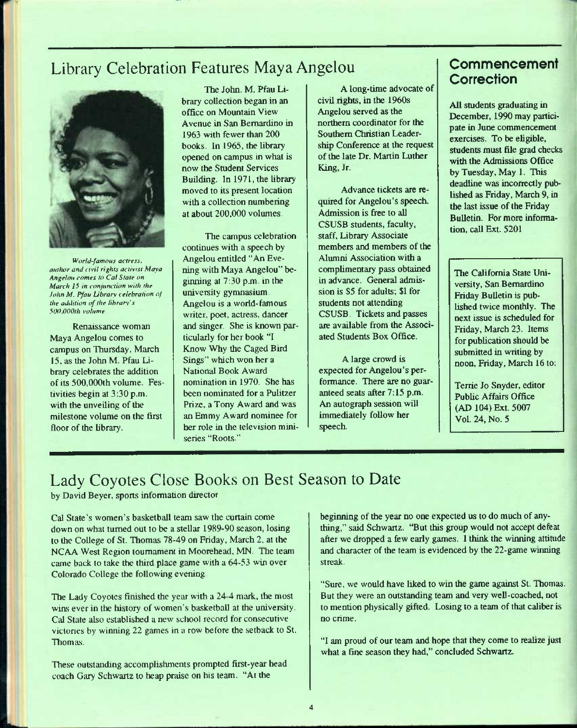## Library Celebration Features Maya Angelou

*World-famous actress, author and civil rights activist Maya Angelou comes to Cal State on March 15 in conjunction with the John M. Pfau Library celebration of the addition of the library's 500,000th volume*

Renaissance woman Maya Angelou comes to campus on Thursday, March 15, as the John M. Pfau Library celebrates the addition of its 500,000th volume. Festivities begin at 3:30 p.m. with the unveiling of the milestone volume on the first floor of the library.

The John. M. Pfau Library collection began in an office on Mountain View Avenue in San Bernardino in 1963 with fewer than 200 books. In 1965, the library opened on campus in what is now the Student Services Building. In 1971, the library moved to its present location with a collection numbering at about 200,000 volumes.

The campus celebration continues with a speech by Angelou entitled "An Evening with Maya Angelou" beginning at 7:30 p.m. in the university gymnasium. Angelou is a world-famous writer, poet, actress, dancer and singer. She is known particularly for her book "I Know Why the Caged Bird Sings" which won her a National Book Award nomination in 1970. She has been nominated for a Pulitzer Prize, a Tony Award and was an Emmy Award nominee for her role in the television miniseries "Roots."

A long-time advocate of civil rights, in the 1960s Angelou served as the northern coordinator for the Southern Christian Leadership Conference at the request of the late Dr. Martin Luther King, Jr.

Advance tickets are required for Angelou's speech. Admission is free to all CSUSB students, faculty, staff, Library Associate members and members of the Alumni Association with a complimentary pass obtained in advance. General admission is $5 for adults; $1 for students not attending CSUSB. Tickets and passes are available from the Associated Students Box Office.

A large crowd is expected for Angelou's performance. There are no guaranteed seats after 7:15 p.m. An autograph session will immediately follow her speech.

## Commencement Correction

All students graduating in December, 1990 may participate in June commencement exercises. To be eligible, students must file grad checks with the Admissions Office by Tuesday, May 1. This deadline was incorrectly published as Friday, March 9, in the last issue of the Friday Bulletin. For more information, call Ext. 5201

The California State University, San Bernardino Friday Bulletin is published twice monthly. The next issue is scheduled for Friday, March 23. Items for publication should be submitted in writing by noon, Friday, March 16 to:

Terrie Jo Snyder, editor
Public Affairs Office
(AD 104) Ext. 5007
Vol. 24, No. 5

## Lady Coyotes Close Books on Best Season to Date

by David Beyer, sports information director

Cal State's women's basketball team saw the curtain come down on what turned out to be a stellar 1989-90 season, losing to the College of St. Thomas 78-49 on Friday, March 2, at the NCAA West Region tournament in Moorehead, MN. The team came back to take the third place game with a 64-53 win over Colorado College the following evening.

The Lady Coyotes finished the year with a 24-4 mark, the most wins ever in the history of women's basketball at the university. Cal State also established a new school record for consecutive victories by winning 22 games in a row before the setback to St. Thomas.

These outstanding accomplishments prompted first-year head coach Gary Schwartz to heap praise on his team. "At the beginning of the year no one expected us to do much of anything," said Schwartz. "But this group would not accept defeat after we dropped a few early games. I think the winning attitude and character of the team is evidenced by the 22-game winning streak.

"Sure, we would have liked to win the game against St. Thomas. But they were an outstanding team and very well-coached, not to mention physically gifted. Losing to a team of that caliber is no crime.

"I am proud of our team and hope that they come to realize just what a fine season they had," concluded Schwartz.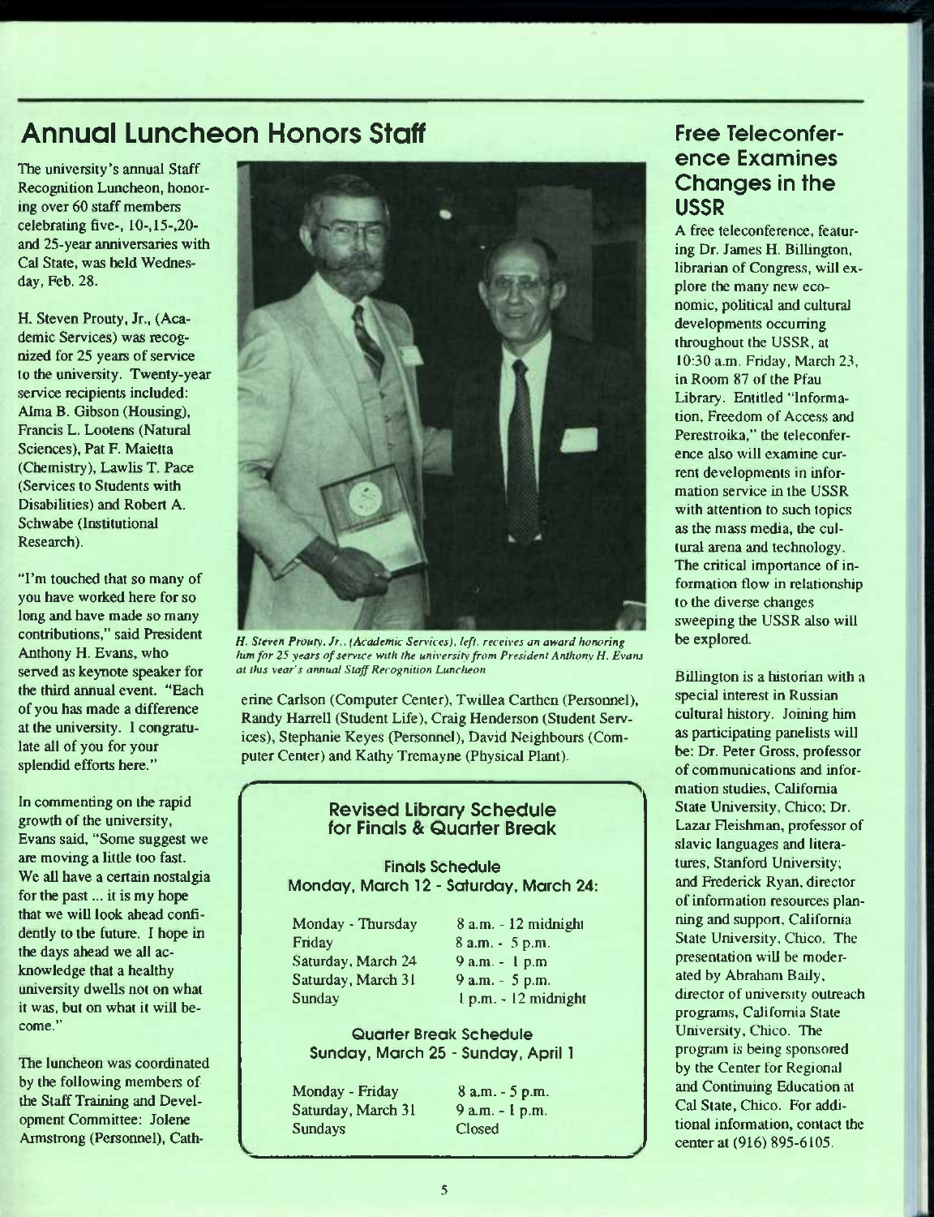## Annual Luncheon Honors Staff

The university's annual Staff Recognition Luncheon, honoring over 60 staff members celebrating five-, 10-,15-,20- and 25-year anniversaries with Cal State, was held Wednesday, Feb. 28.

H. Steven Prouty, Jr., (Academic Services) was recognized for 25 years of service to the university. Twenty-year service recipients included: Alma B. Gibson (Housing), Francis L. Lootens (Natural Sciences), Pat F. Maietta (Chemistry), Lawlis T. Pace (Services to Students with Disabilities) and Robert A. Schwabe (Institutional Research).

"I'm touched that so many of you have worked here for so long and have made so many contributions," said President Anthony H. Evans, who served as keynote speaker for the third annual event. "Each of you has made a difference at the university. I congratulate all of you for your splendid efforts here."

In commenting on the rapid growth of the university, Evans said, "Some suggest we are moving a little too fast. We all have a certain nostalgia for the past ... it is my hope that we will look ahead confidently to the future. I hope in the days ahead we all acknowledge that a healthy university dwells not on what it was, but on what it will become."

The luncheon was coordinated by the following members of the Staff Training and Development Committee: Jolene Armstrong (Personnel), Catherine Carlson (Computer Center), Twillea Carthen (Personnel), Randy Harrell (Student Life), Craig Henderson (Student Services), Stephanie Keyes (Personnel), David Neighbours (Computer Center) and Kathy Tremayne (Physical Plant).

*H. Steven Prouty, Jr., (Academic Services), left, receives an award honoring him for 25 years of service with the university from President Anthony H. Evans at this year's annual Staff Recognition Luncheon*

### Revised Library Schedule for Finals & Quarter Break

**Finals Schedule**
**Monday, March 12 - Saturday, March 24:**

| | |
|---|---|
| Monday - Thursday | 8 a.m. - 12 midnight |
| Friday | 8 a.m. - 5 p.m. |
| Saturday, March 24 | 9 a.m. - 1 p.m |
| Saturday, March 31 | 9 a.m. - 5 p.m. |
| Sunday | 1 p.m. - 12 midnight |

**Quarter Break Schedule**
**Sunday, March 25 - Sunday, April 1**

| | |
|---|---|
| Monday - Friday | 8 a.m. - 5 p.m. |
| Saturday, March 31 | 9 a.m. - 1 p.m. |
| Sundays | Closed |

## Free Teleconference Examines Changes in the USSR

A free teleconference, featuring Dr. James H. Billington, librarian of Congress, will explore the many new economic, political and cultural developments occurring throughout the USSR, at 10:30 a.m. Friday, March 23, in Room 87 of the Pfau Library. Entitled "Information, Freedom of Access and Perestroika," the teleconference also will examine current developments in information service in the USSR with attention to such topics as the mass media, the cultural arena and technology. The critical importance of information flow in relationship to the diverse changes sweeping the USSR also will be explored.

Billington is a historian with a special interest in Russian cultural history. Joining him as participating panelists will be: Dr. Peter Gross, professor of communications and information studies, California State University, Chico; Dr. Lazar Fleishman, professor of slavic languages and literatures, Stanford University; and Frederick Ryan, director of information resources planning and support, California State University, Chico. The presentation will be moderated by Abraham Baily, director of university outreach programs, California State University, Chico. The program is being sponsored by the Center for Regional and Continuing Education at Cal State, Chico. For additional information, contact the center at (916) 895-6105.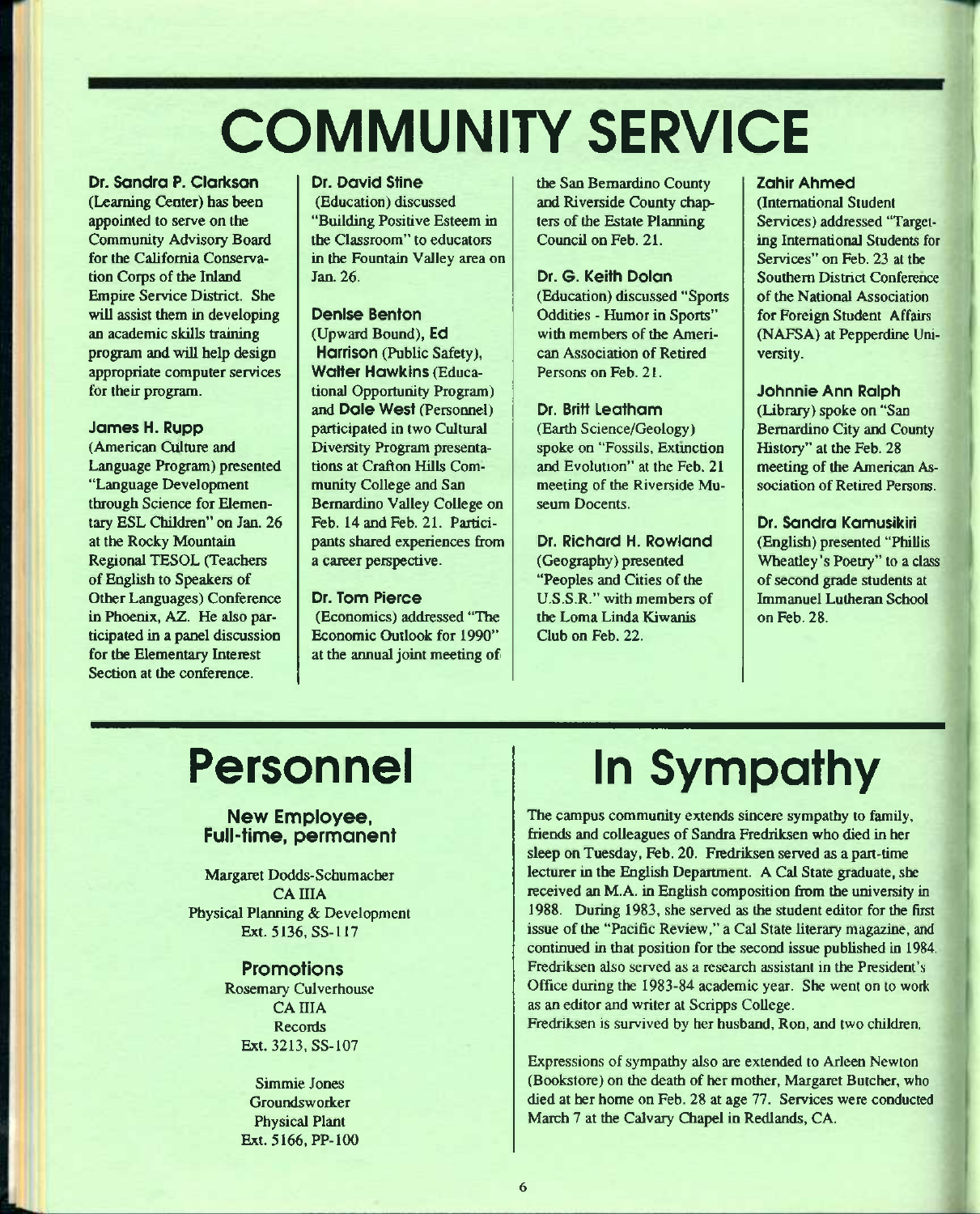# COMMUNITY SERVICE

**Dr. Sandra P. Clarkson** (Learning Center) has been appointed to serve on the Community Advisory Board for the California Conservation Corps of the Inland Empire Service District. She will assist them in developing an academic skills training program and will help design appropriate computer services for their program.

**James H. Rupp** (American Culture and Language Program) presented "Language Development through Science for Elementary ESL Children" on Jan. 26 at the Rocky Mountain Regional TESOL (Teachers of English to Speakers of Other Languages) Conference in Phoenix, AZ. He also participated in a panel discussion for the Elementary Interest Section at the conference.

**Dr. David Stine** (Education) discussed "Building Positive Esteem in the Classroom" to educators in the Fountain Valley area on Jan. 26.

**Denise Benton** (Upward Bound), **Ed Harrison** (Public Safety), **Walter Hawkins** (Educational Opportunity Program) and **Dale West** (Personnel) participated in two Cultural Diversity Program presentations at Crafton Hills Community College and San Bernardino Valley College on Feb. 14 and Feb. 21. Participants shared experiences from a career perspective.

**Dr. Tom Pierce** (Economics) addressed "The Economic Outlook for 1990" at the annual joint meeting of the San Bernardino County and Riverside County chapters of the Estate Planning Council on Feb. 21.

**Dr. G. Keith Dolan** (Education) discussed "Sports Oddities - Humor in Sports" with members of the American Association of Retired Persons on Feb. 21.

**Dr. Britt Leatham** (Earth Science/Geology) spoke on "Fossils, Extinction and Evolution" at the Feb. 21 meeting of the Riverside Museum Docents.

**Dr. Richard H. Rowland** (Geography) presented "Peoples and Cities of the U.S.S.R." with members of the Loma Linda Kiwanis Club on Feb. 22.

**Zahir Ahmed** (International Student Services) addressed "Targeting International Students for Services" on Feb. 23 at the Southern District Conference of the National Association for Foreign Student Affairs (NAFSA) at Pepperdine University.

**Johnnie Ann Ralph** (Library) spoke on "San Bernardino City and County History" at the Feb. 28 meeting of the American Association of Retired Persons.

**Dr. Sandra Kamusikiri** (English) presented "Phillis Wheatley's Poetry" to a class of second grade students at Immanuel Lutheran School on Feb. 28.

# Personnel

### New Employee, Full-time, permanent

Margaret Dodds-Schumacher
CA IIIA
Physical Planning & Development
Ext. 5136, SS-117

### Promotions

Rosemary Culverhouse
CA IIIA
Records
Ext. 3213, SS-107

Simmie Jones
Groundsworker
Physical Plant
Ext. 5166, PP-100

# In Sympathy

The campus community extends sincere sympathy to family, friends and colleagues of Sandra Fredriksen who died in her sleep on Tuesday, Feb. 20. Fredriksen served as a part-time lecturer in the English Department. A Cal State graduate, she received an M.A. in English composition from the university in 1988. During 1983, she served as the student editor for the first issue of the "Pacific Review," a Cal State literary magazine, and continued in that position for the second issue published in 1984. Fredriksen also served as a research assistant in the President's Office during the 1983-84 academic year. She went on to work as an editor and writer at Scripps College.
Fredriksen is survived by her husband, Ron, and two children.

Expressions of sympathy also are extended to Arleen Newton (Bookstore) on the death of her mother, Margaret Butcher, who died at her home on Feb. 28 at age 77. Services were conducted March 7 at the Calvary Chapel in Redlands, CA.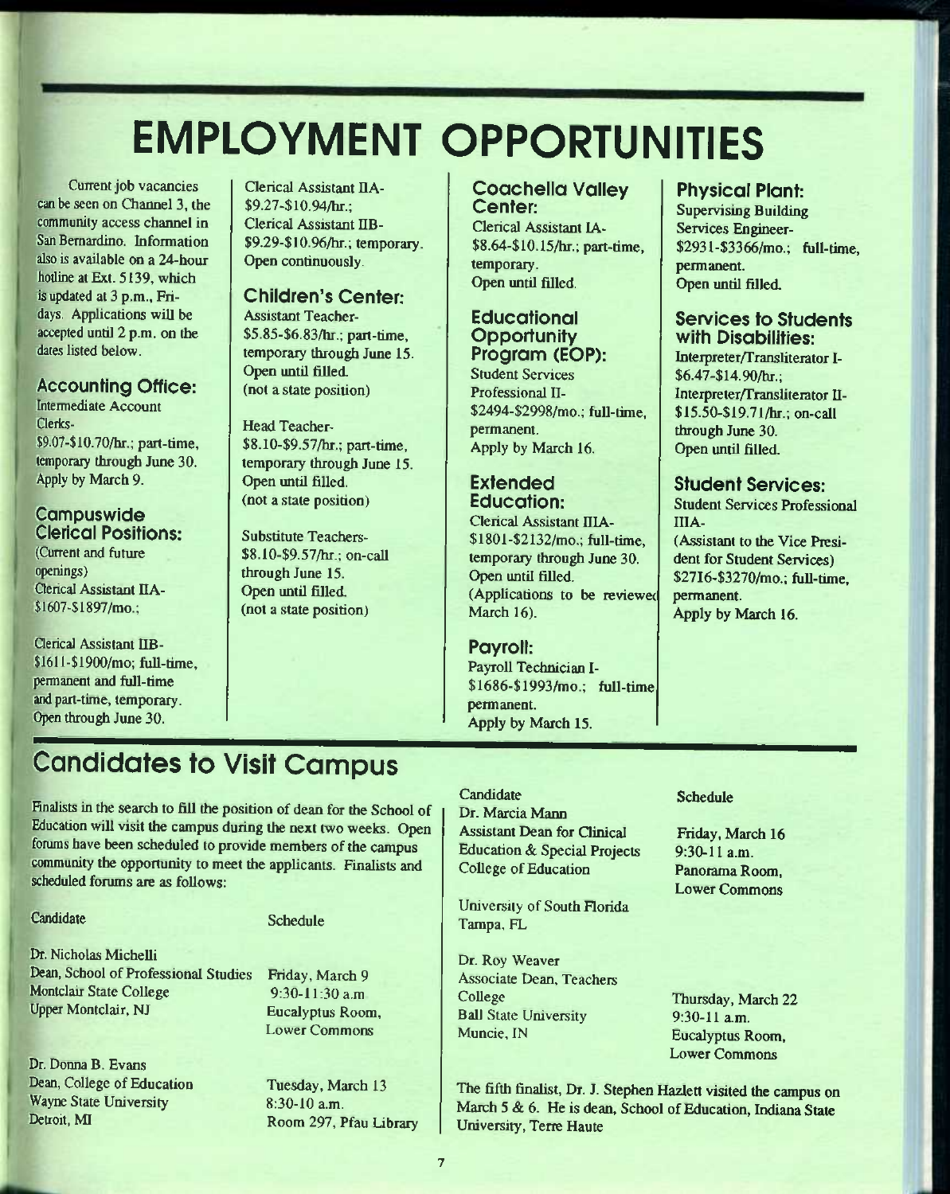# EMPLOYMENT OPPORTUNITIES

Current job vacancies can be seen on Channel 3, the community access channel in San Bernardino. Information also is available on a 24-hour hotline at Ext. 5139, which is updated at 3 p.m., Fridays. Applications will be accepted until 2 p.m. on the dates listed below.

### Accounting Office:

Intermediate Account Clerks-
$9.07-$10.70/hr.; part-time, temporary through June 30.
Apply by March 9.

### Campuswide Clerical Positions:

(Current and future openings)
Clerical Assistant IIA-
$1607-$1897/mo.;

Clerical Assistant IIB-
$1611-$1900/mo; full-time, permanent and full-time and part-time, temporary.
Open through June 30.

Clerical Assistant IIA-
$9.27-$10.94/hr.;
Clerical Assistant IIB-
$9.29-$10.96/hr.; temporary.
Open continuously.

### Children's Center:

Assistant Teacher-
$5.85-$6.83/hr.; part-time, temporary through June 15.
Open until filled.
(not a state position)

Head Teacher-
$8.10-$9.57/hr.; part-time, temporary through June 15.
Open until filled.
(not a state position)

Substitute Teachers-
$8.10-$9.57/hr.; on-call through June 15.
Open until filled.
(not a state position)

### Coachella Valley Center:

Clerical Assistant IA-
$8.64-$10.15/hr.; part-time, temporary.
Open until filled.

### Educational Opportunity Program (EOP):

Student Services Professional II-
$2494-$2998/mo.; full-time, permanent.
Apply by March 16.

### Extended Education:

Clerical Assistant IIIA-
$1801-$2132/mo.; full-time, temporary through June 30.
Open until filled.
(Applications to be reviewed March 16).

### Payroll:

Payroll Technician I-
$1686-$1993/mo.; full-time, permanent.
Apply by March 15.

### Physical Plant:

Supervising Building Services Engineer-
$2931-$3366/mo.; full-time, permanent.
Open until filled.

### Services to Students with Disabilities:

Interpreter/Transliterator I-
$6.47-$14.90/hr.;
Interpreter/Transliterator II-
$15.50-$19.71/hr.; on-call through June 30.
Open until filled.

### Student Services:

Student Services Professional IIIA-
(Assistant to the Vice President for Student Services)
$2716-$3270/mo.; full-time, permanent.
Apply by March 16.

## Candidates to Visit Campus

Finalists in the search to fill the position of dean for the School of Education will visit the campus during the next two weeks. Open forums have been scheduled to provide members of the campus community the opportunity to meet the applicants. Finalists and scheduled forums are as follows:

| Candidate | Schedule |
|---|---|
| Dr. Nicholas Michelli<br>Dean, School of Professional Studies<br>Montclair State College<br>Upper Montclair, NJ | Friday, March 9<br>9:30-11:30 a.m<br>Eucalyptus Room, Lower Commons |
| Dr. Donna B. Evans<br>Dean, College of Education<br>Wayne State University<br>Detroit, MI | Tuesday, March 13<br>8:30-10 a.m.<br>Room 297, Pfau Library |
| Dr. Marcia Mann<br>Assistant Dean for Clinical Education & Special Projects<br>College of Education<br>University of South Florida<br>Tampa, FL | Friday, March 16<br>9:30-11 a.m.<br>Panorama Room, Lower Commons |
| Dr. Roy Weaver<br>Associate Dean, Teachers College<br>Ball State University<br>Muncie, IN | Thursday, March 22<br>9:30-11 a.m.<br>Eucalyptus Room, Lower Commons |

The fifth finalist, Dr. J. Stephen Hazlett visited the campus on March 5 & 6. He is dean, School of Education, Indiana State University, Terre Haute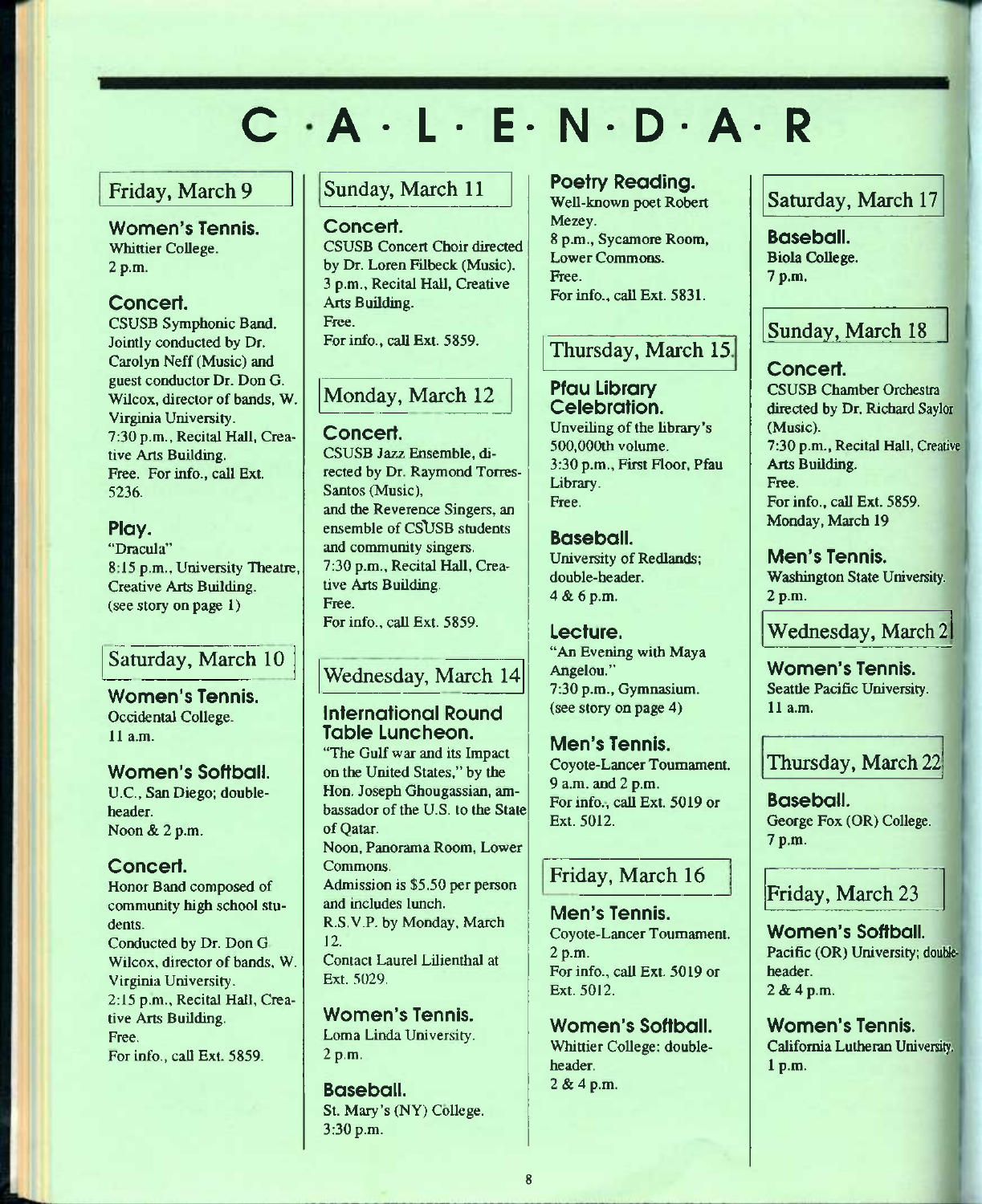# C·A·L·E·N·D·A·R

## Friday, March 9

### Women's Tennis.
Whittier College.
2 p.m.

### Concert.
CSUSB Symphonic Band. Jointly conducted by Dr. Carolyn Neff (Music) and guest conductor Dr. Don G. Wilcox, director of bands, W. Virginia University.
7:30 p.m., Recital Hall, Creative Arts Building.
Free. For info., call Ext. 5236.

### Play.
"Dracula"
8:15 p.m., University Theatre, Creative Arts Building.
(see story on page 1)

## Saturday, March 10

### Women's Tennis.
Occidental College.
11 a.m.

### Women's Softball.
U.C., San Diego; double-header.
Noon & 2 p.m.

### Concert.
Honor Band composed of community high school students.
Conducted by Dr. Don G. Wilcox, director of bands, W. Virginia University.
2:15 p.m., Recital Hall, Creative Arts Building.
Free.
For info., call Ext. 5859.

## Sunday, March 11

### Concert.
CSUSB Concert Choir directed by Dr. Loren Filbeck (Music).
3 p.m., Recital Hall, Creative Arts Building.
Free.
For info., call Ext. 5859.

## Monday, March 12

### Concert.
CSUSB Jazz Ensemble, directed by Dr. Raymond Torres-Santos (Music),
and the Reverence Singers, an ensemble of CSUSB students and community singers.
7:30 p.m., Recital Hall, Creative Arts Building.
Free.
For info., call Ext. 5859.

## Wednesday, March 14

### International Round Table Luncheon.
"The Gulf war and its Impact on the United States," by the Hon. Joseph Ghougassian, ambassador of the U.S. to the State of Qatar.
Noon, Panorama Room, Lower Commons.
Admission is $5.50 per person and includes lunch.
R.S.V.P. by Monday, March 12.
Contact Laurel Lilienthal at Ext. 5029.

### Women's Tennis.
Loma Linda University.
2 p.m.

### Baseball.
St. Mary's (NY) College.
3:30 p.m.

### Poetry Reading.
Well-known poet Robert Mezey.
8 p.m., Sycamore Room, Lower Commons.
Free.
For info., call Ext. 5831.

## Thursday, March 15

### Pfau Library Celebration.
Unveiling of the library's 500,000th volume.
3:30 p.m., First Floor, Pfau Library.
Free.

### Baseball.
University of Redlands; double-header.
4 & 6 p.m.

### Lecture.
"An Evening with Maya Angelou."
7:30 p.m., Gymnasium.
(see story on page 4)

### Men's Tennis.
Coyote-Lancer Tournament.
9 a.m. and 2 p.m.
For info., call Ext. 5019 or Ext. 5012.

## Friday, March 16

### Men's Tennis.
Coyote-Lancer Tournament.
2 p.m.
For info., call Ext. 5019 or Ext. 5012.

### Women's Softball.
Whittier College: double-header.
2 & 4 p.m.

## Saturday, March 17

### Baseball.
Biola College.
7 p.m.

## Sunday, March 18

### Concert.
CSUSB Chamber Orchestra directed by Dr. Richard Saylor (Music).
7:30 p.m., Recital Hall, Creative Arts Building.
Free.
For info., call Ext. 5859.
Monday, March 19

### Men's Tennis.
Washington State University.
2 p.m.

## Wednesday, March 21

### Women's Tennis.
Seattle Pacific University.
11 a.m.

## Thursday, March 22

### Baseball.
George Fox (OR) College.
7 p.m.

## Friday, March 23

### Women's Softball.
Pacific (OR) University; double-header.
2 & 4 p.m.

### Women's Tennis.
California Lutheran University.
1 p.m.